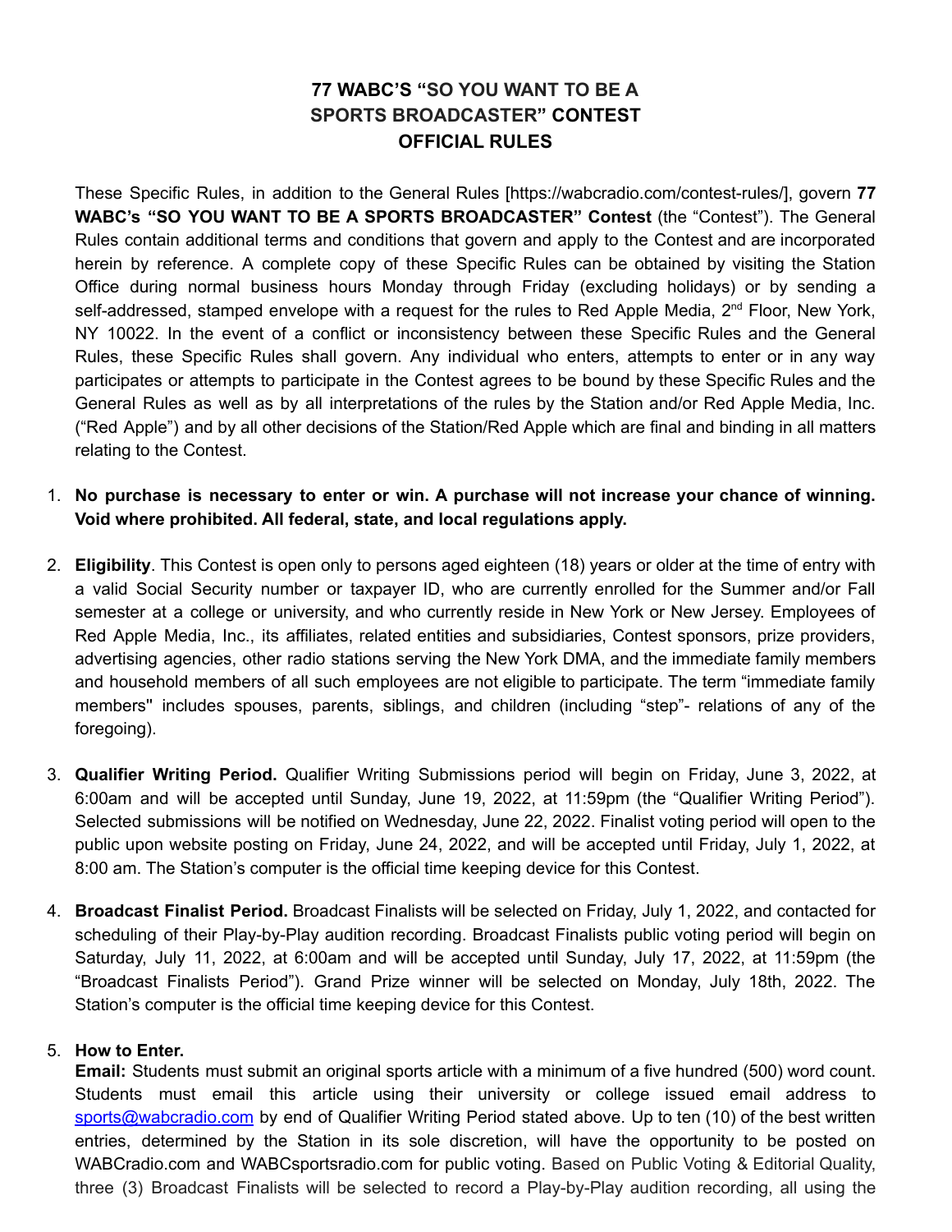# 77 WABC'S "SO YOU WANT TO BE A SPORTS BROADCASTER" CONTEST OFFICIAL RULES

These Specific Rules, in addition to the General Rules [https://wabcradio.com/contest-rules/], govern **77 WABC's "SO YOU WANT TO BE A SPORTS BROADCASTER" Contest** (the "Contest"). The General Rules contain additional terms and conditions that govern and apply to the Contest and are incorporated herein by reference. A complete copy of these Specific Rules can be obtained by visiting the Station Office during normal business hours Monday through Friday (excluding holidays) or by sending a self-addressed, stamped envelope with a request for the rules to Red Apple Media, 2nd Floor, New York, NY 10022. In the event of a conflict or inconsistency between these Specific Rules and the General Rules, these Specific Rules shall govern. Any individual who enters, attempts to enter or in any way participates or attempts to participate in the Contest agrees to be bound by these Specific Rules and the General Rules as well as by all interpretations of the rules by the Station and/or Red Apple Media, Inc. ("Red Apple") and by all other decisions of the Station/Red Apple which are final and binding in all matters relating to the Contest.

1. **No purchase is necessary to enter or win. A purchase will not increase your chance of winning. Void where prohibited. All federal, state, and local regulations apply.**

2. **Eligibility**. This Contest is open only to persons aged eighteen (18) years or older at the time of entry with a valid Social Security number or taxpayer ID, who are currently enrolled for the Summer and/or Fall semester at a college or university, and who currently reside in New York or New Jersey. Employees of Red Apple Media, Inc., its affiliates, related entities and subsidiaries, Contest sponsors, prize providers, advertising agencies, other radio stations serving the New York DMA, and the immediate family members and household members of all such employees are not eligible to participate. The term "immediate family members" includes spouses, parents, siblings, and children (including "step"- relations of any of the foregoing).

3. **Qualifier Writing Period.** Qualifier Writing Submissions period will begin on Friday, June 3, 2022, at 6:00am and will be accepted until Sunday, June 19, 2022, at 11:59pm (the "Qualifier Writing Period"). Selected submissions will be notified on Wednesday, June 22, 2022. Finalist voting period will open to the public upon website posting on Friday, June 24, 2022, and will be accepted until Friday, July 1, 2022, at 8:00 am. The Station's computer is the official time keeping device for this Contest.

4. **Broadcast Finalist Period.** Broadcast Finalists will be selected on Friday, July 1, 2022, and contacted for scheduling of their Play-by-Play audition recording. Broadcast Finalists public voting period will begin on Saturday, July 11, 2022, at 6:00am and will be accepted until Sunday, July 17, 2022, at 11:59pm (the "Broadcast Finalists Period"). Grand Prize winner will be selected on Monday, July 18th, 2022. The Station's computer is the official time keeping device for this Contest.

5. **How to Enter.**
   **Email:** Students must submit an original sports article with a minimum of a five hundred (500) word count. Students must email this article using their university or college issued email address to sports@wabcradio.com by end of Qualifier Writing Period stated above. Up to ten (10) of the best written entries, determined by the Station in its sole discretion, will have the opportunity to be posted on WABCradio.com and WABCsportsradio.com for public voting. Based on Public Voting & Editorial Quality, three (3) Broadcast Finalists will be selected to record a Play-by-Play audition recording, all using the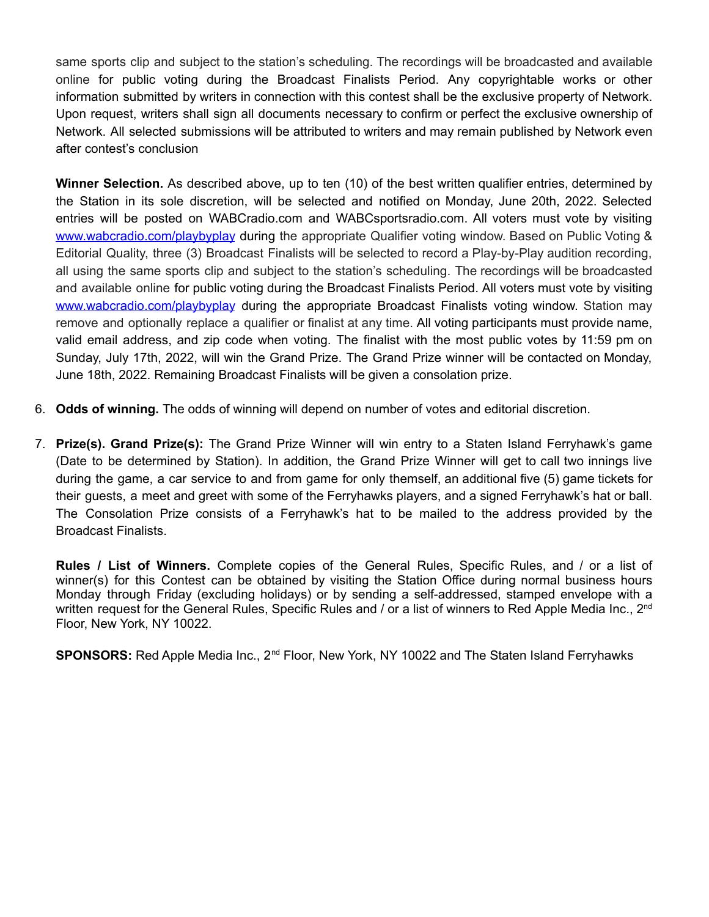same sports clip and subject to the station's scheduling. The recordings will be broadcasted and available online for public voting during the Broadcast Finalists Period. Any copyrightable works or other information submitted by writers in connection with this contest shall be the exclusive property of Network. Upon request, writers shall sign all documents necessary to confirm or perfect the exclusive ownership of Network. All selected submissions will be attributed to writers and may remain published by Network even after contest's conclusion

**Winner Selection.** As described above, up to ten (10) of the best written qualifier entries, determined by the Station in its sole discretion, will be selected and notified on Monday, June 20th, 2022. Selected entries will be posted on WABCradio.com and WABCsportsradio.com. All voters must vote by visiting [www.wabcradio.com/playbyplay](www.wabcradio.com/playbyplay) during the appropriate Qualifier voting window. Based on Public Voting & Editorial Quality, three (3) Broadcast Finalists will be selected to record a Play-by-Play audition recording, all using the same sports clip and subject to the station's scheduling. The recordings will be broadcasted and available online for public voting during the Broadcast Finalists Period. All voters must vote by visiting [www.wabcradio.com/playbyplay](www.wabcradio.com/playbyplay) during the appropriate Broadcast Finalists voting window. Station may remove and optionally replace a qualifier or finalist at any time. All voting participants must provide name, valid email address, and zip code when voting. The finalist with the most public votes by 11:59 pm on Sunday, July 17th, 2022, will win the Grand Prize. The Grand Prize winner will be contacted on Monday, June 18th, 2022. Remaining Broadcast Finalists will be given a consolation prize.

6. **Odds of winning.** The odds of winning will depend on number of votes and editorial discretion.

7. **Prize(s). Grand Prize(s):** The Grand Prize Winner will win entry to a Staten Island Ferryhawk's game (Date to be determined by Station). In addition, the Grand Prize Winner will get to call two innings live during the game, a car service to and from game for only themself, an additional five (5) game tickets for their guests, a meet and greet with some of the Ferryhawks players, and a signed Ferryhawk's hat or ball. The Consolation Prize consists of a Ferryhawk's hat to be mailed to the address provided by the Broadcast Finalists.

**Rules / List of Winners.** Complete copies of the General Rules, Specific Rules, and / or a list of winner(s) for this Contest can be obtained by visiting the Station Office during normal business hours Monday through Friday (excluding holidays) or by sending a self-addressed, stamped envelope with a written request for the General Rules, Specific Rules and / or a list of winners to Red Apple Media Inc., 2nd Floor, New York, NY 10022.

**SPONSORS:** Red Apple Media Inc., 2nd Floor, New York, NY 10022 and The Staten Island Ferryhawks